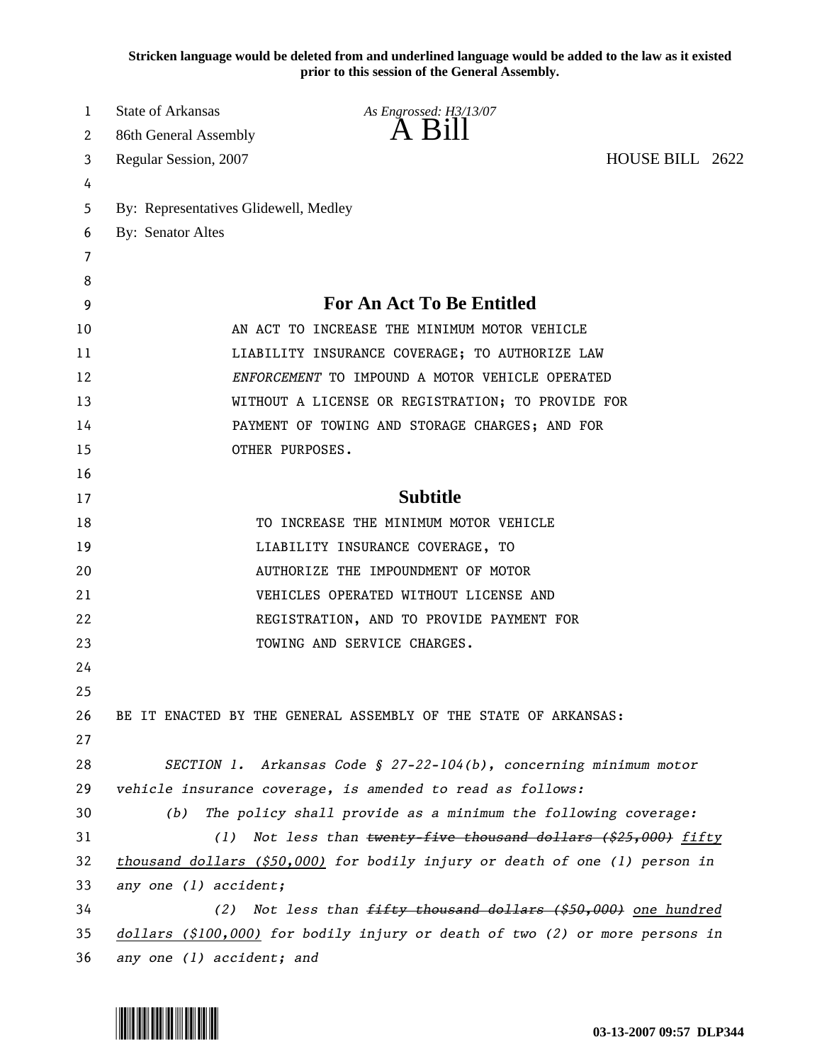**Stricken language would be deleted from and underlined language would be added to the law as it existed prior to this session of the General Assembly.**

State of Arkansas
86th General Assembly
Regular Session, 2007

*As Engrossed: H3/13/07*

# A Bill

HOUSE BILL 2622

By: Representatives Glidewell, Medley
By: Senator Altes

## For An Act To Be Entitled

AN ACT TO INCREASE THE MINIMUM MOTOR VEHICLE LIABILITY INSURANCE COVERAGE; TO AUTHORIZE LAW *ENFORCEMENT* TO IMPOUND A MOTOR VEHICLE OPERATED WITHOUT A LICENSE OR REGISTRATION; TO PROVIDE FOR PAYMENT OF TOWING AND STORAGE CHARGES; AND FOR OTHER PURPOSES.

## Subtitle

TO INCREASE THE MINIMUM MOTOR VEHICLE LIABILITY INSURANCE COVERAGE, TO AUTHORIZE THE IMPOUNDMENT OF MOTOR VEHICLES OPERATED WITHOUT LICENSE AND REGISTRATION, AND TO PROVIDE PAYMENT FOR TOWING AND SERVICE CHARGES.

BE IT ENACTED BY THE GENERAL ASSEMBLY OF THE STATE OF ARKANSAS:

*SECTION 1. Arkansas Code § 27-22-104(b), concerning minimum motor vehicle insurance coverage, is amended to read as follows:*

*(b) The policy shall provide as a minimum the following coverage:*

*(1) Not less than ~~twenty-five thousand dollars ($25,000)~~ <u>fifty thousand dollars ($50,000)</u> for bodily injury or death of one (1) person in any one (1) accident;*

*(2) Not less than ~~fifty thousand dollars ($50,000)~~ <u>one hundred dollars ($100,000)</u> for bodily injury or death of two (2) or more persons in any one (1) accident; and*

**03-13-2007 09:57 DLP344**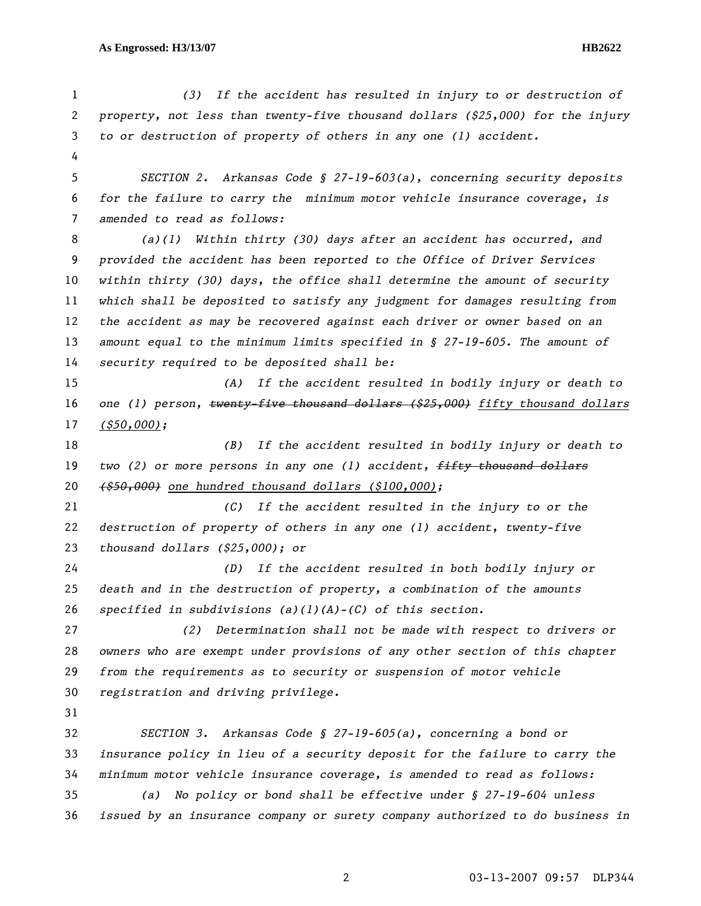(3) If the accident has resulted in injury to or destruction of property, not less than twenty-five thousand dollars ($25,000) for the injury to or destruction of property of others in any one (1) accident.

SECTION 2. Arkansas Code § 27-19-603(a), concerning security deposits for the failure to carry the minimum motor vehicle insurance coverage, is amended to read as follows:

(a)(1) Within thirty (30) days after an accident has occurred, and provided the accident has been reported to the Office of Driver Services within thirty (30) days, the office shall determine the amount of security which shall be deposited to satisfy any judgment for damages resulting from the accident as may be recovered against each driver or owner based on an amount equal to the minimum limits specified in § 27-19-605. The amount of security required to be deposited shall be:

(A) If the accident resulted in bodily injury or death to one (1) person, ~~twenty-five thousand dollars ($25,000)~~ fifty thousand dollars ($50,000);

(B) If the accident resulted in bodily injury or death to two (2) or more persons in any one (1) accident, ~~fifty thousand dollars ($50,000)~~ one hundred thousand dollars ($100,000);

(C) If the accident resulted in the injury to or the destruction of property of others in any one (1) accident, twenty-five thousand dollars ($25,000); or

(D) If the accident resulted in both bodily injury or death and in the destruction of property, a combination of the amounts specified in subdivisions (a)(1)(A)-(C) of this section.

(2) Determination shall not be made with respect to drivers or owners who are exempt under provisions of any other section of this chapter from the requirements as to security or suspension of motor vehicle registration and driving privilege.

SECTION 3. Arkansas Code § 27-19-605(a), concerning a bond or insurance policy in lieu of a security deposit for the failure to carry the minimum motor vehicle insurance coverage, is amended to read as follows:

(a) No policy or bond shall be effective under § 27-19-604 unless issued by an insurance company or surety company authorized to do business in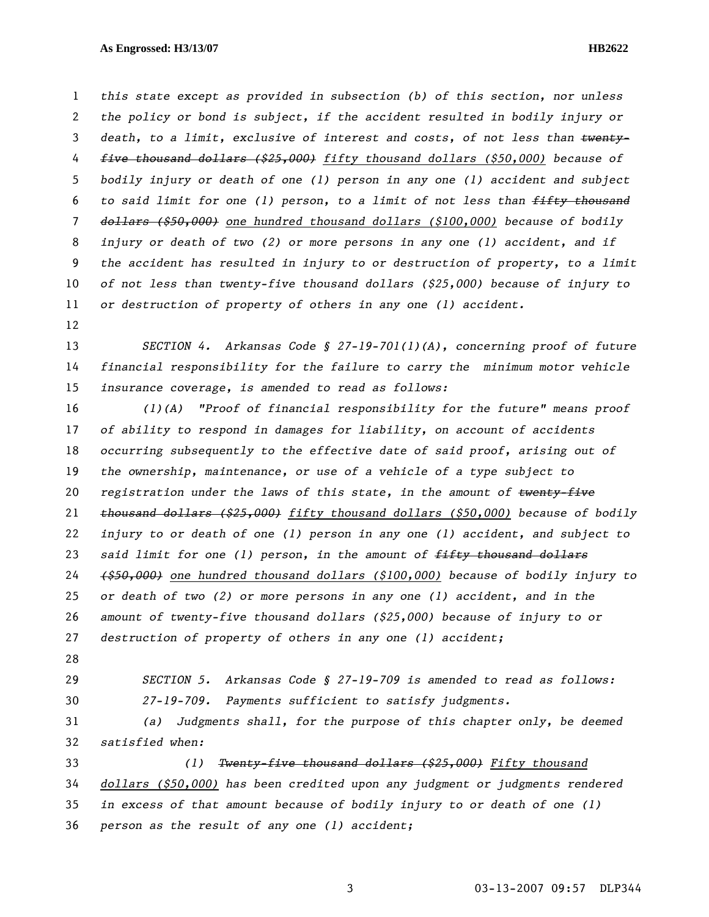*this state except as provided in subsection (b) of this section, nor unless the policy or bond is subject, if the accident resulted in bodily injury or death, to a limit, exclusive of interest and costs, of not less than ~~twenty-five thousand dollars ($25,000)~~ <u>fifty thousand dollars ($50,000)</u> because of bodily injury or death of one (1) person in any one (1) accident and subject to said limit for one (1) person, to a limit of not less than ~~fifty thousand dollars ($50,000)~~ <u>one hundred thousand dollars ($100,000)</u> because of bodily injury or death of two (2) or more persons in any one (1) accident, and if the accident has resulted in injury to or destruction of property, to a limit of not less than twenty-five thousand dollars ($25,000) because of injury to or destruction of property of others in any one (1) accident.*

*SECTION 4. Arkansas Code § 27-19-701(1)(A), concerning proof of future financial responsibility for the failure to carry the minimum motor vehicle insurance coverage, is amended to read as follows:*

*(1)(A) "Proof of financial responsibility for the future" means proof of ability to respond in damages for liability, on account of accidents occurring subsequently to the effective date of said proof, arising out of the ownership, maintenance, or use of a vehicle of a type subject to registration under the laws of this state, in the amount of ~~twenty-five thousand dollars ($25,000)~~ <u>fifty thousand dollars ($50,000)</u> because of bodily injury to or death of one (1) person in any one (1) accident, and subject to said limit for one (1) person, in the amount of ~~fifty thousand dollars ($50,000)~~ <u>one hundred thousand dollars ($100,000)</u> because of bodily injury to or death of two (2) or more persons in any one (1) accident, and in the amount of twenty-five thousand dollars ($25,000) because of injury to or destruction of property of others in any one (1) accident;*

*SECTION 5. Arkansas Code § 27-19-709 is amended to read as follows:*

*27-19-709. Payments sufficient to satisfy judgments.*

*(a) Judgments shall, for the purpose of this chapter only, be deemed satisfied when:*

*(1) ~~Twenty-five thousand dollars ($25,000)~~ <u>Fifty thousand dollars ($50,000)</u> has been credited upon any judgment or judgments rendered in excess of that amount because of bodily injury to or death of one (1) person as the result of any one (1) accident;*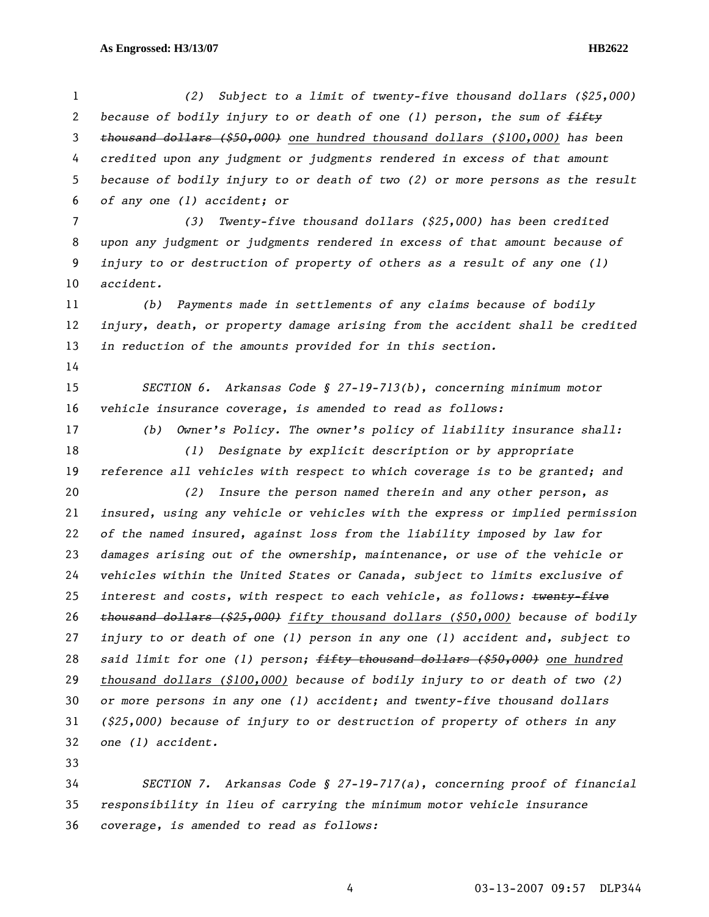*(2) Subject to a limit of twenty-five thousand dollars ($25,000) because of bodily injury to or death of one (1) person, the sum of ~~fifty thousand dollars ($50,000)~~ <u>one hundred thousand dollars ($100,000)</u> has been credited upon any judgment or judgments rendered in excess of that amount because of bodily injury to or death of two (2) or more persons as the result of any one (1) accident; or*

*(3) Twenty-five thousand dollars ($25,000) has been credited upon any judgment or judgments rendered in excess of that amount because of injury to or destruction of property of others as a result of any one (1) accident.*

*(b) Payments made in settlements of any claims because of bodily injury, death, or property damage arising from the accident shall be credited in reduction of the amounts provided for in this section.*

*SECTION 6. Arkansas Code § 27-19-713(b), concerning minimum motor vehicle insurance coverage, is amended to read as follows:*

*(b) Owner's Policy. The owner's policy of liability insurance shall:*

*(1) Designate by explicit description or by appropriate reference all vehicles with respect to which coverage is to be granted; and*

*(2) Insure the person named therein and any other person, as insured, using any vehicle or vehicles with the express or implied permission of the named insured, against loss from the liability imposed by law for damages arising out of the ownership, maintenance, or use of the vehicle or vehicles within the United States or Canada, subject to limits exclusive of interest and costs, with respect to each vehicle, as follows: ~~twenty-five thousand dollars ($25,000)~~ <u>fifty thousand dollars ($50,000)</u> because of bodily injury to or death of one (1) person in any one (1) accident and, subject to said limit for one (1) person; ~~fifty thousand dollars ($50,000)~~ <u>one hundred thousand dollars ($100,000)</u> because of bodily injury to or death of two (2) or more persons in any one (1) accident; and twenty-five thousand dollars ($25,000) because of injury to or destruction of property of others in any one (1) accident.*

*SECTION 7. Arkansas Code § 27-19-717(a), concerning proof of financial responsibility in lieu of carrying the minimum motor vehicle insurance coverage, is amended to read as follows:*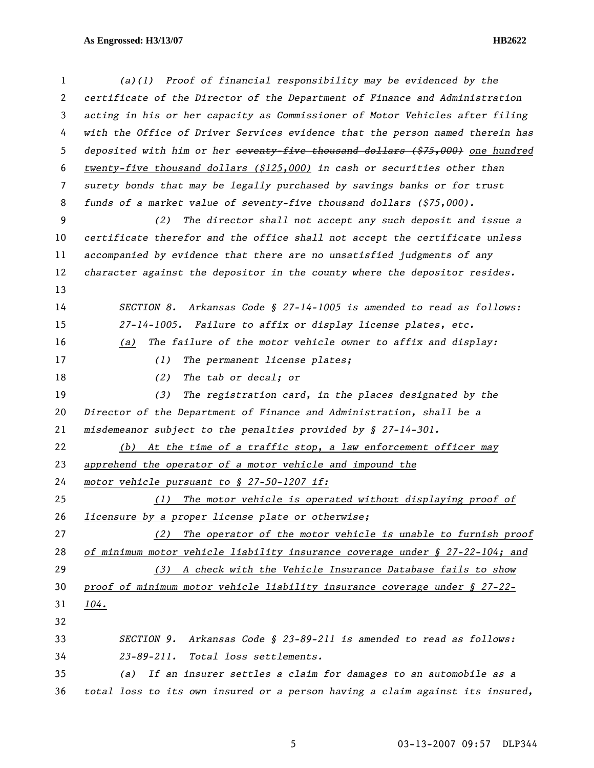*(a)(1) Proof of financial responsibility may be evidenced by the certificate of the Director of the Department of Finance and Administration acting in his or her capacity as Commissioner of Motor Vehicles after filing with the Office of Driver Services evidence that the person named therein has deposited with him or her ~~seventy-five thousand dollars ($75,000)~~ <u>one hundred twenty-five thousand dollars ($125,000)</u> in cash or securities other than surety bonds that may be legally purchased by savings banks or for trust funds of a market value of seventy-five thousand dollars ($75,000).*

*(2) The director shall not accept any such deposit and issue a certificate therefor and the office shall not accept the certificate unless accompanied by evidence that there are no unsatisfied judgments of any character against the depositor in the county where the depositor resides.*

*SECTION 8. Arkansas Code § 27-14-1005 is amended to read as follows:*

*27-14-1005. Failure to affix or display license plates, etc.*

*<u>(a)</u> The failure of the motor vehicle owner to affix and display:*

*(1) The permanent license plates;*

*(2) The tab or decal; or*

*(3) The registration card, in the places designated by the Director of the Department of Finance and Administration, shall be a misdemeanor subject to the penalties provided by § 27-14-301.*

*<u>(b) At the time of a traffic stop, a law enforcement officer may apprehend the operator of a motor vehicle and impound the motor vehicle pursuant to § 27-50-1207 if:</u>*

*<u>(1) The motor vehicle is operated without displaying proof of licensure by a proper license plate or otherwise;</u>*

*<u>(2) The operator of the motor vehicle is unable to furnish proof of minimum motor vehicle liability insurance coverage under § 27-22-104; and</u>*

*<u>(3) A check with the Vehicle Insurance Database fails to show proof of minimum motor vehicle liability insurance coverage under § 27-22-104.</u>*

*SECTION 9. Arkansas Code § 23-89-211 is amended to read as follows:*

*23-89-211. Total loss settlements.*

*(a) If an insurer settles a claim for damages to an automobile as a total loss to its own insured or a person having a claim against its insured,*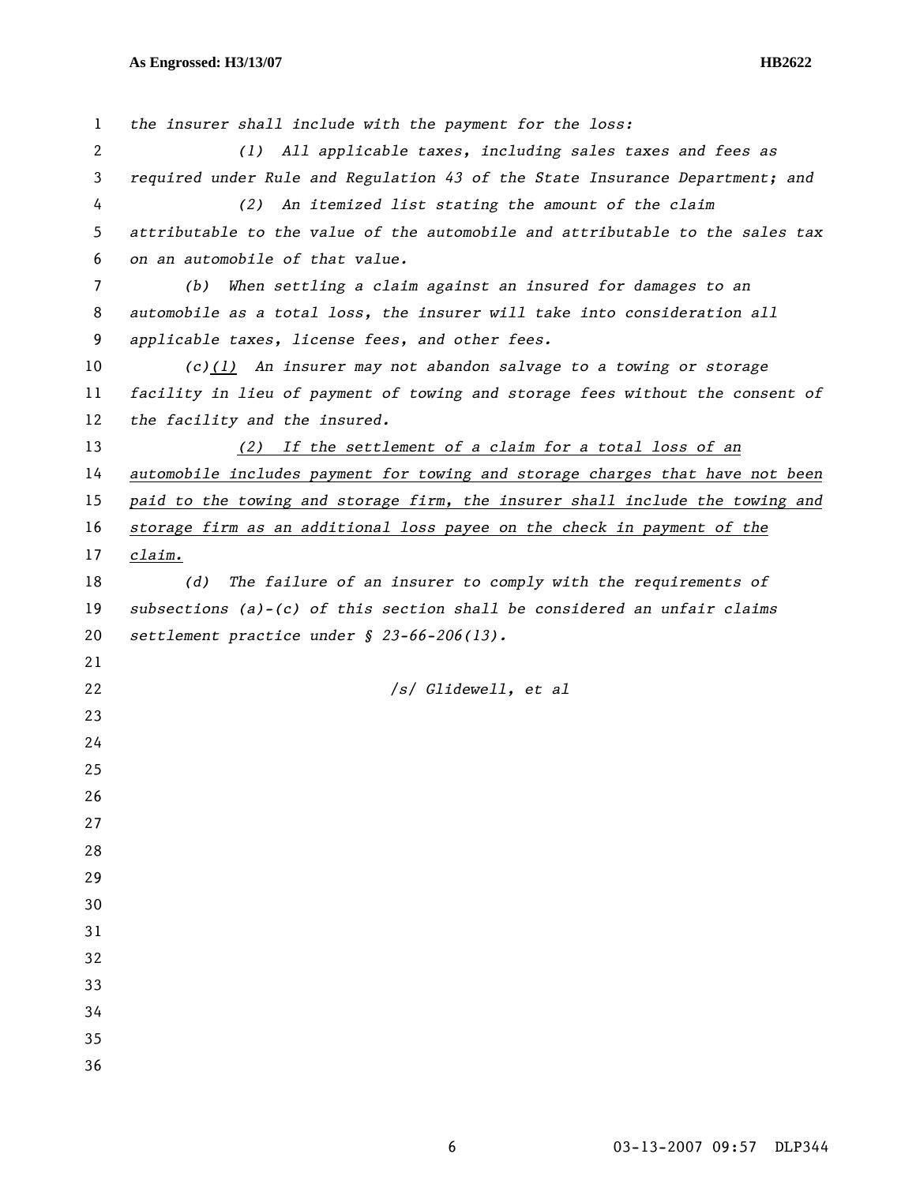*the insurer shall include with the payment for the loss:*

*(1) All applicable taxes, including sales taxes and fees as required under Rule and Regulation 43 of the State Insurance Department; and*

*(2) An itemized list stating the amount of the claim attributable to the value of the automobile and attributable to the sales tax on an automobile of that value.*

*(b) When settling a claim against an insured for damages to an automobile as a total loss, the insurer will take into consideration all applicable taxes, license fees, and other fees.*

*(c)*<u>*(1)*</u> *An insurer may not abandon salvage to a towing or storage facility in lieu of payment of towing and storage fees without the consent of the facility and the insured.*

<u>*(2) If the settlement of a claim for a total loss of an automobile includes payment for towing and storage charges that have not been paid to the towing and storage firm, the insurer shall include the towing and storage firm as an additional loss payee on the check in payment of the claim.*</u>

*(d) The failure of an insurer to comply with the requirements of subsections (a)-(c) of this section shall be considered an unfair claims settlement practice under § 23-66-206(13).*

/s/ Glidewell, et al